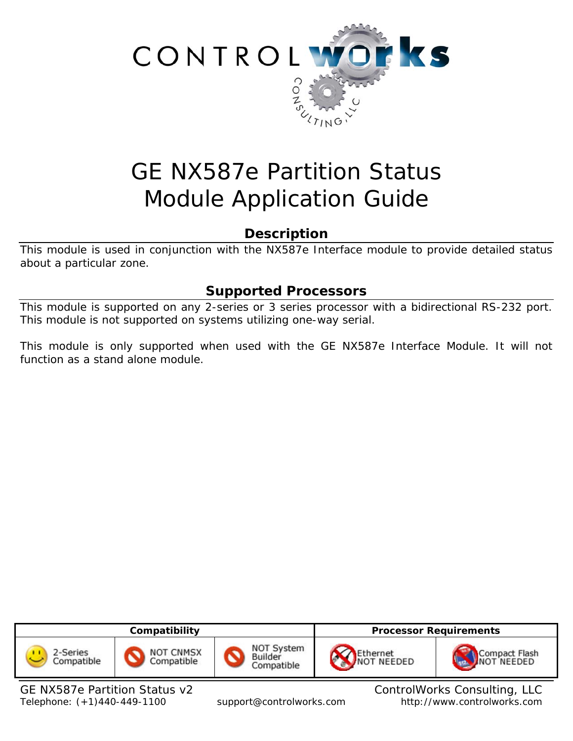# GE NX587e Partition Status Module Application Guide

## Description

This module is used in conjunction with the NX587e Interface module to provide detailed status about a particular zone.

## Supported Processors

This module is supported on any 2-series or 3 series processor with a bidirectional RS-232 port. This module is not supported on systems utilizing one-way serial.

This module is only supported when used with the GE NX587e Interface Module. It will not function as a stand alone module.

| Compatibility | | | Processor Requirements | |
|---|---|---|---|---|
| 2-Series Compatible | NOT CNMSX Compatible | NOT System Builder Compatible | Ethernet NOT NEEDED | Compact Flash NOT NEEDED |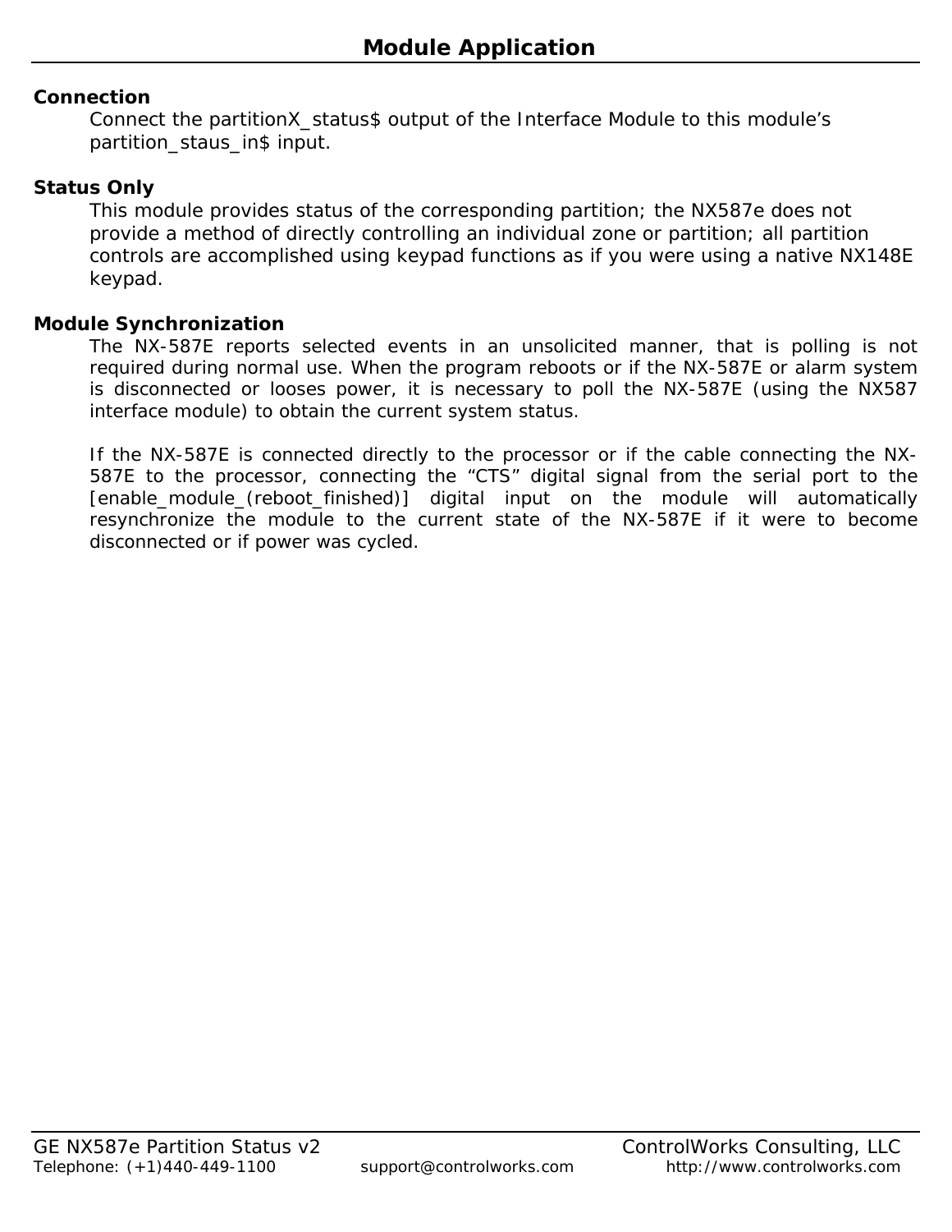# Module Application

### Connection

Connect the partitionX_status$ output of the Interface Module to this module's partition_staus_in$ input.

### Status Only

This module provides status of the corresponding partition; the NX587e does not provide a method of directly controlling an individual zone or partition; all partition controls are accomplished using keypad functions as if you were using a native NX148E keypad.

### Module Synchronization

The NX-587E reports selected events in an unsolicited manner, that is polling is not required during normal use. When the program reboots or if the NX-587E or alarm system is disconnected or looses power, it is necessary to poll the NX-587E (using the NX587 interface module) to obtain the current system status.

If the NX-587E is connected directly to the processor or if the cable connecting the NX-587E to the processor, connecting the "CTS" digital signal from the serial port to the [enable_module_(reboot_finished)] digital input on the module will automatically resynchronize the module to the current state of the NX-587E if it were to become disconnected or if power was cycled.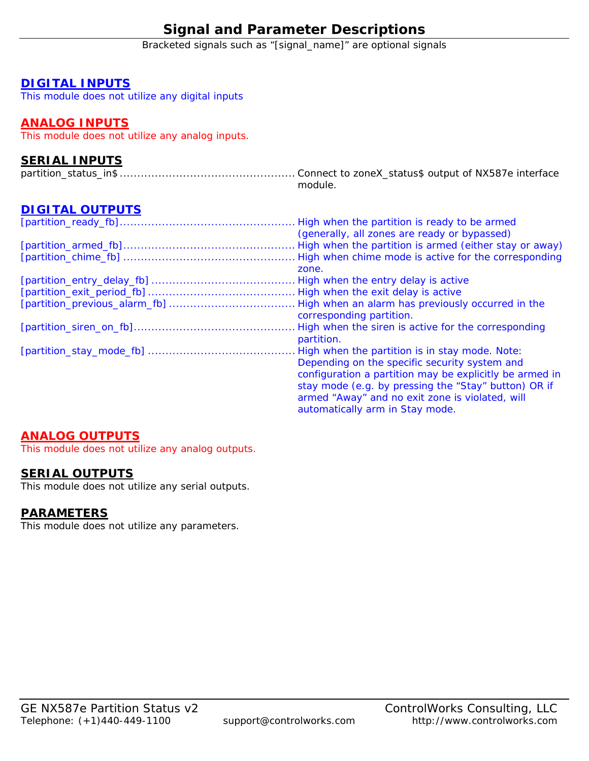# Signal and Parameter Descriptions

Bracketed signals such as "[signal_name]" are optional signals

## DIGITAL INPUTS

This module does not utilize any digital inputs

## ANALOG INPUTS

This module does not utilize any analog inputs.

## SERIAL INPUTS

| Signal | Description |
|---|---|
| partition_status_in$ | Connect to zoneX_status$ output of NX587e interface module. |

## DIGITAL OUTPUTS

| Signal | Description |
|---|---|
| [partition_ready_fb] | High when the partition is ready to be armed (generally, all zones are ready or bypassed) |
| [partition_armed_fb] | High when the partition is armed (either stay or away) |
| [partition_chime_fb] | High when chime mode is active for the corresponding zone. |
| [partition_entry_delay_fb] | High when the entry delay is active |
| [partition_exit_period_fb] | High when the exit delay is active |
| [partition_previous_alarm_fb] | High when an alarm has previously occurred in the corresponding partition. |
| [partition_siren_on_fb] | High when the siren is active for the corresponding partition. |
| [partition_stay_mode_fb] | High when the partition is in stay mode. Note: Depending on the specific security system and configuration a partition may be explicitly be armed in stay mode (e.g. by pressing the "Stay" button) OR if armed "Away" and no exit zone is violated, will automatically arm in Stay mode. |

## ANALOG OUTPUTS

This module does not utilize any analog outputs.

## SERIAL OUTPUTS

This module does not utilize any serial outputs.

## PARAMETERS

This module does not utilize any parameters.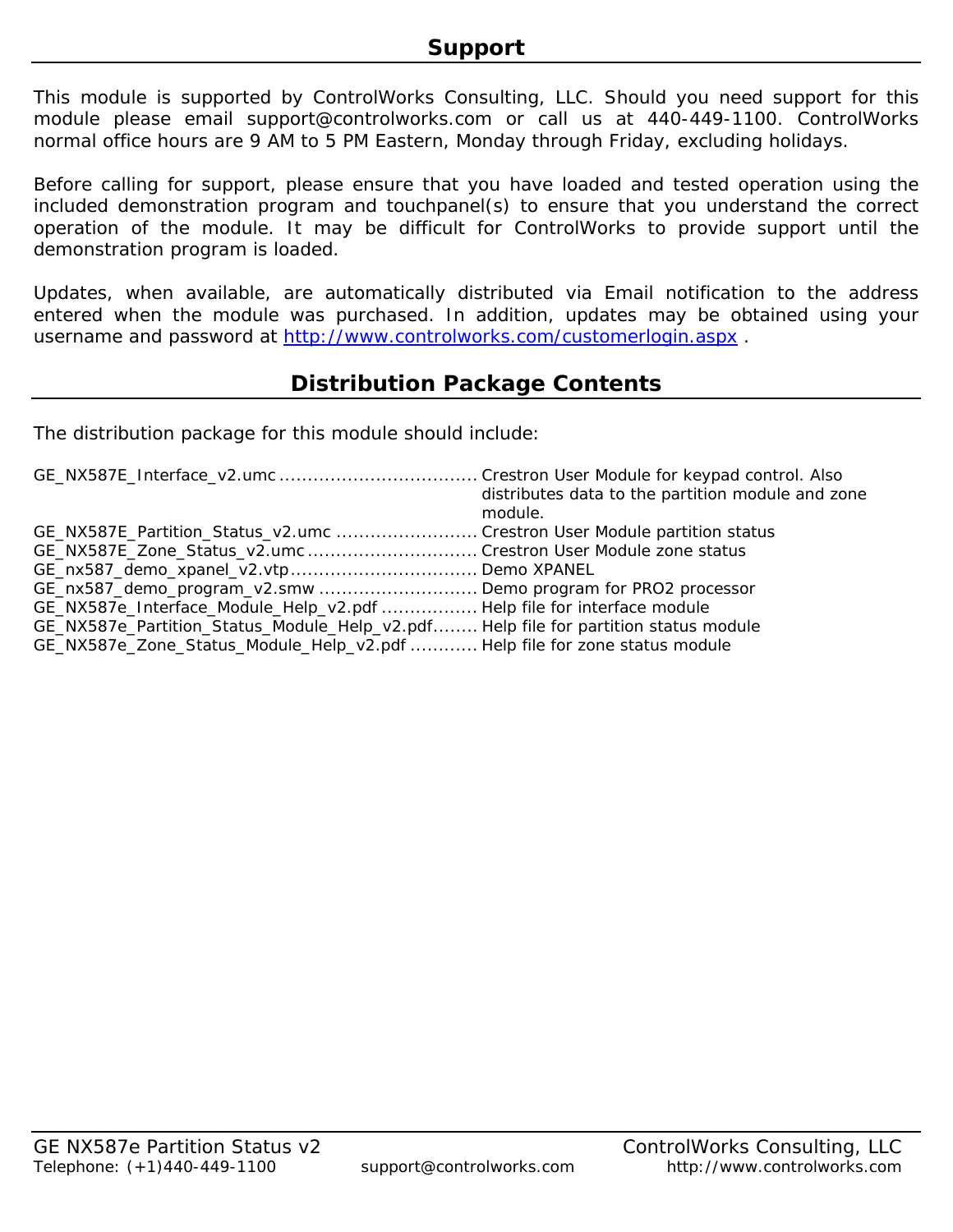## Support

This module is supported by ControlWorks Consulting, LLC. Should you need support for this module please email support@controlworks.com or call us at 440-449-1100. ControlWorks normal office hours are 9 AM to 5 PM Eastern, Monday through Friday, excluding holidays.

Before calling for support, please ensure that you have loaded and tested operation using the included demonstration program and touchpanel(s) to ensure that you understand the correct operation of the module. It may be difficult for ControlWorks to provide support until the demonstration program is loaded.

Updates, when available, are automatically distributed via Email notification to the address entered when the module was purchased. In addition, updates may be obtained using your username and password at [http://www.controlworks.com/customerlogin.aspx](http://www.controlworks.com/customerlogin.aspx) .

## Distribution Package Contents

The distribution package for this module should include:

| File | Description |
| --- | --- |
| GE_NX587E_Interface_v2.umc | Crestron User Module for keypad control. Also distributes data to the partition module and zone module. |
| GE_NX587E_Partition_Status_v2.umc | Crestron User Module partition status |
| GE_NX587E_Zone_Status_v2.umc | Crestron User Module zone status |
| GE_nx587_demo_xpanel_v2.vtp | Demo XPANEL |
| GE_nx587_demo_program_v2.smw | Demo program for PRO2 processor |
| GE_NX587e_Interface_Module_Help_v2.pdf | Help file for interface module |
| GE_NX587e_Partition_Status_Module_Help_v2.pdf | Help file for partition status module |
| GE_NX587e_Zone_Status_Module_Help_v2.pdf | Help file for zone status module |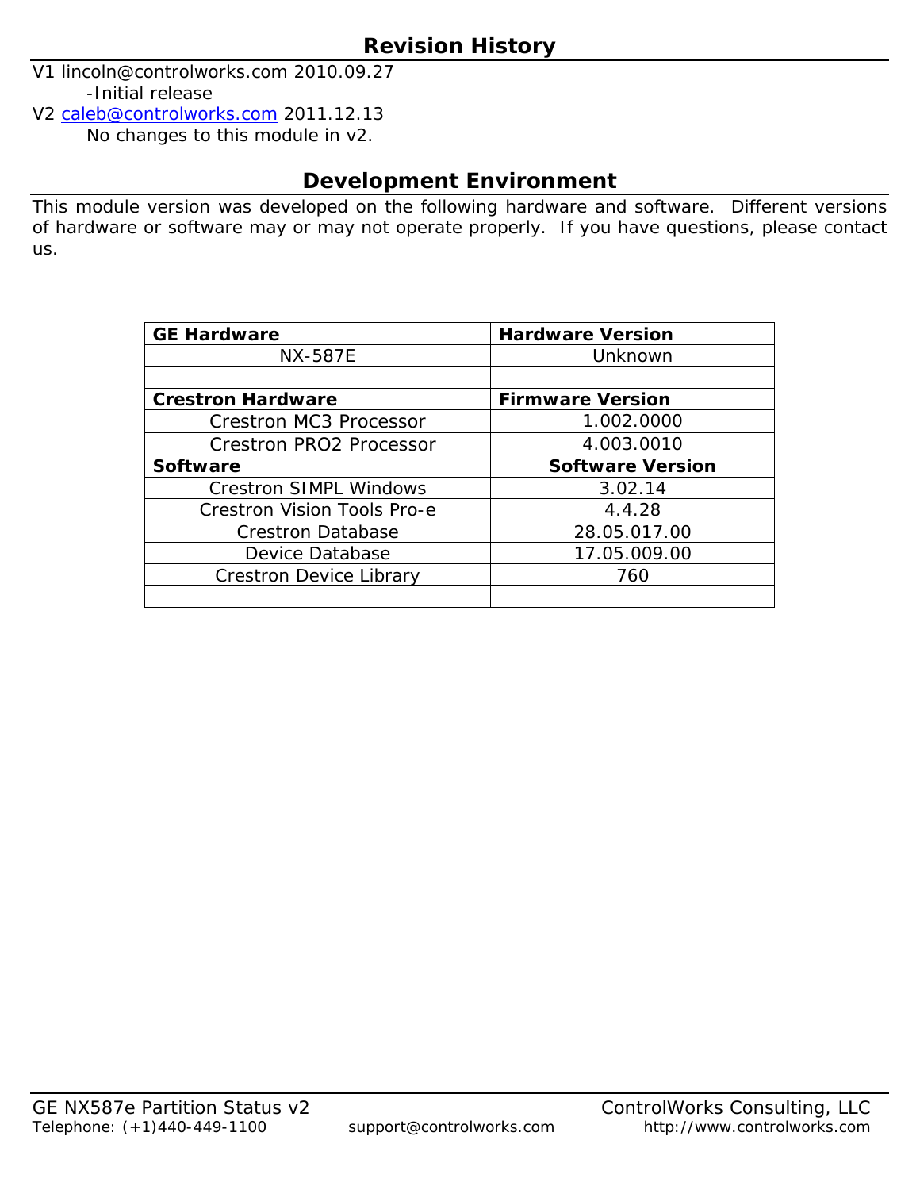## Revision History

V1 lincoln@controlworks.com 2010.09.27

-Initial release

V2 caleb@controlworks.com 2011.12.13

No changes to this module in v2.

## Development Environment

This module version was developed on the following hardware and software. Different versions of hardware or software may or may not operate properly. If you have questions, please contact us.

| GE Hardware | Hardware Version |
|---|---|
| NX-587E | Unknown |
| | |
| **Crestron Hardware** | **Firmware Version** |
| Crestron MC3 Processor | 1.002.0000 |
| Crestron PRO2 Processor | 4.003.0010 |
| **Software** | **Software Version** |
| Crestron SIMPL Windows | 3.02.14 |
| Crestron Vision Tools Pro-e | 4.4.28 |
| Crestron Database | 28.05.017.00 |
| Device Database | 17.05.009.00 |
| Crestron Device Library | 760 |
| | |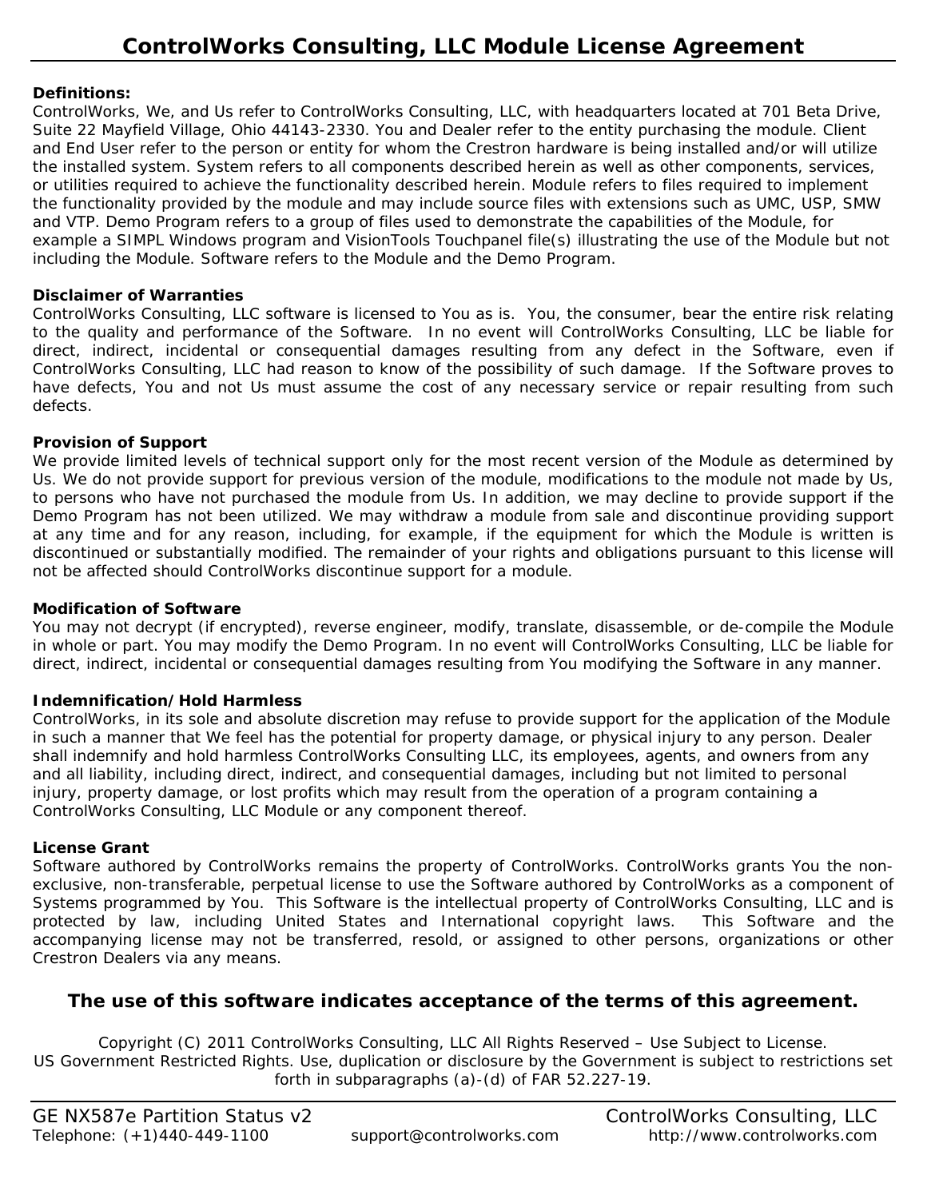# ControlWorks Consulting, LLC Module License Agreement

**Definitions:**
ControlWorks, We, and Us refer to ControlWorks Consulting, LLC, with headquarters located at 701 Beta Drive, Suite 22 Mayfield Village, Ohio 44143-2330. You and Dealer refer to the entity purchasing the module. Client and End User refer to the person or entity for whom the Crestron hardware is being installed and/or will utilize the installed system. System refers to all components described herein as well as other components, services, or utilities required to achieve the functionality described herein. Module refers to files required to implement the functionality provided by the module and may include source files with extensions such as UMC, USP, SMW and VTP. Demo Program refers to a group of files used to demonstrate the capabilities of the Module, for example a SIMPL Windows program and VisionTools Touchpanel file(s) illustrating the use of the Module but not including the Module. Software refers to the Module and the Demo Program.

**Disclaimer of Warranties**
ControlWorks Consulting, LLC software is licensed to You as is. You, the consumer, bear the entire risk relating to the quality and performance of the Software. In no event will ControlWorks Consulting, LLC be liable for direct, indirect, incidental or consequential damages resulting from any defect in the Software, even if ControlWorks Consulting, LLC had reason to know of the possibility of such damage. If the Software proves to have defects, You and not Us must assume the cost of any necessary service or repair resulting from such defects.

**Provision of Support**
We provide limited levels of technical support only for the most recent version of the Module as determined by Us. We do not provide support for previous version of the module, modifications to the module not made by Us, to persons who have not purchased the module from Us. In addition, we may decline to provide support if the Demo Program has not been utilized. We may withdraw a module from sale and discontinue providing support at any time and for any reason, including, for example, if the equipment for which the Module is written is discontinued or substantially modified. The remainder of your rights and obligations pursuant to this license will not be affected should ControlWorks discontinue support for a module.

**Modification of Software**
You may not decrypt (if encrypted), reverse engineer, modify, translate, disassemble, or de-compile the Module in whole or part. You may modify the Demo Program. In no event will ControlWorks Consulting, LLC be liable for direct, indirect, incidental or consequential damages resulting from You modifying the Software in any manner.

**Indemnification/Hold Harmless**
ControlWorks, in its sole and absolute discretion may refuse to provide support for the application of the Module in such a manner that We feel has the potential for property damage, or physical injury to any person. Dealer shall indemnify and hold harmless ControlWorks Consulting LLC, its employees, agents, and owners from any and all liability, including direct, indirect, and consequential damages, including but not limited to personal injury, property damage, or lost profits which may result from the operation of a program containing a ControlWorks Consulting, LLC Module or any component thereof.

**License Grant**
Software authored by ControlWorks remains the property of ControlWorks. ControlWorks grants You the non-exclusive, non-transferable, perpetual license to use the Software authored by ControlWorks as a component of Systems programmed by You. This Software is the intellectual property of ControlWorks Consulting, LLC and is protected by law, including United States and International copyright laws. This Software and the accompanying license may not be transferred, resold, or assigned to other persons, organizations or other Crestron Dealers via any means.

**The use of this software indicates acceptance of the terms of this agreement.**

Copyright (C) 2011 ControlWorks Consulting, LLC All Rights Reserved – Use Subject to License.
US Government Restricted Rights. Use, duplication or disclosure by the Government is subject to restrictions set forth in subparagraphs (a)-(d) of FAR 52.227-19.